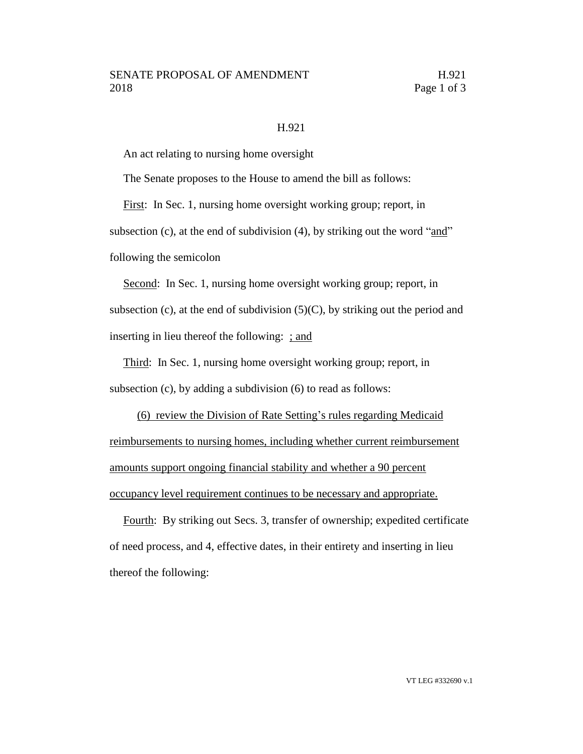SENATE PROPOSAL OF AMENDMENT H.921
2018

H.921

An act relating to nursing home oversight

The Senate proposes to the House to amend the bill as follows:

<u>First</u>: In Sec. 1, nursing home oversight working group; report, in subsection (c), at the end of subdivision (4), by striking out the word "<u>and</u>" following the semicolon

<u>Second</u>: In Sec. 1, nursing home oversight working group; report, in subsection (c), at the end of subdivision (5)(C), by striking out the period and inserting in lieu thereof the following: <u>; and</u>

<u>Third</u>: In Sec. 1, nursing home oversight working group; report, in subsection (c), by adding a subdivision (6) to read as follows:

<u>(6) review the Division of Rate Setting's rules regarding Medicaid reimbursements to nursing homes, including whether current reimbursement amounts support ongoing financial stability and whether a 90 percent occupancy level requirement continues to be necessary and appropriate.</u>

<u>Fourth</u>: By striking out Secs. 3, transfer of ownership; expedited certificate of need process, and 4, effective dates, in their entirety and inserting in lieu thereof the following:

VT LEG #332690 v.1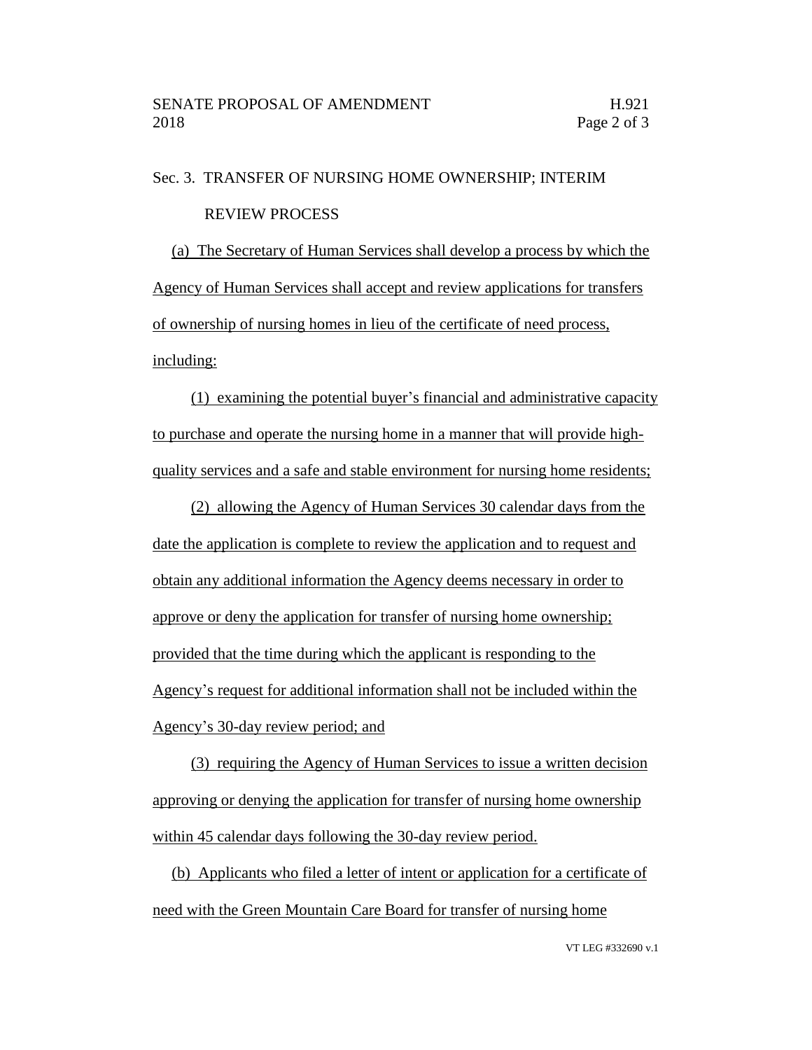Sec. 3. TRANSFER OF NURSING HOME OWNERSHIP; INTERIM REVIEW PROCESS

(a) The Secretary of Human Services shall develop a process by which the Agency of Human Services shall accept and review applications for transfers of ownership of nursing homes in lieu of the certificate of need process, including:

(1) examining the potential buyer's financial and administrative capacity to purchase and operate the nursing home in a manner that will provide high-quality services and a safe and stable environment for nursing home residents;

(2) allowing the Agency of Human Services 30 calendar days from the date the application is complete to review the application and to request and obtain any additional information the Agency deems necessary in order to approve or deny the application for transfer of nursing home ownership; provided that the time during which the applicant is responding to the Agency's request for additional information shall not be included within the Agency's 30-day review period; and

(3) requiring the Agency of Human Services to issue a written decision approving or denying the application for transfer of nursing home ownership within 45 calendar days following the 30-day review period.

(b) Applicants who filed a letter of intent or application for a certificate of need with the Green Mountain Care Board for transfer of nursing home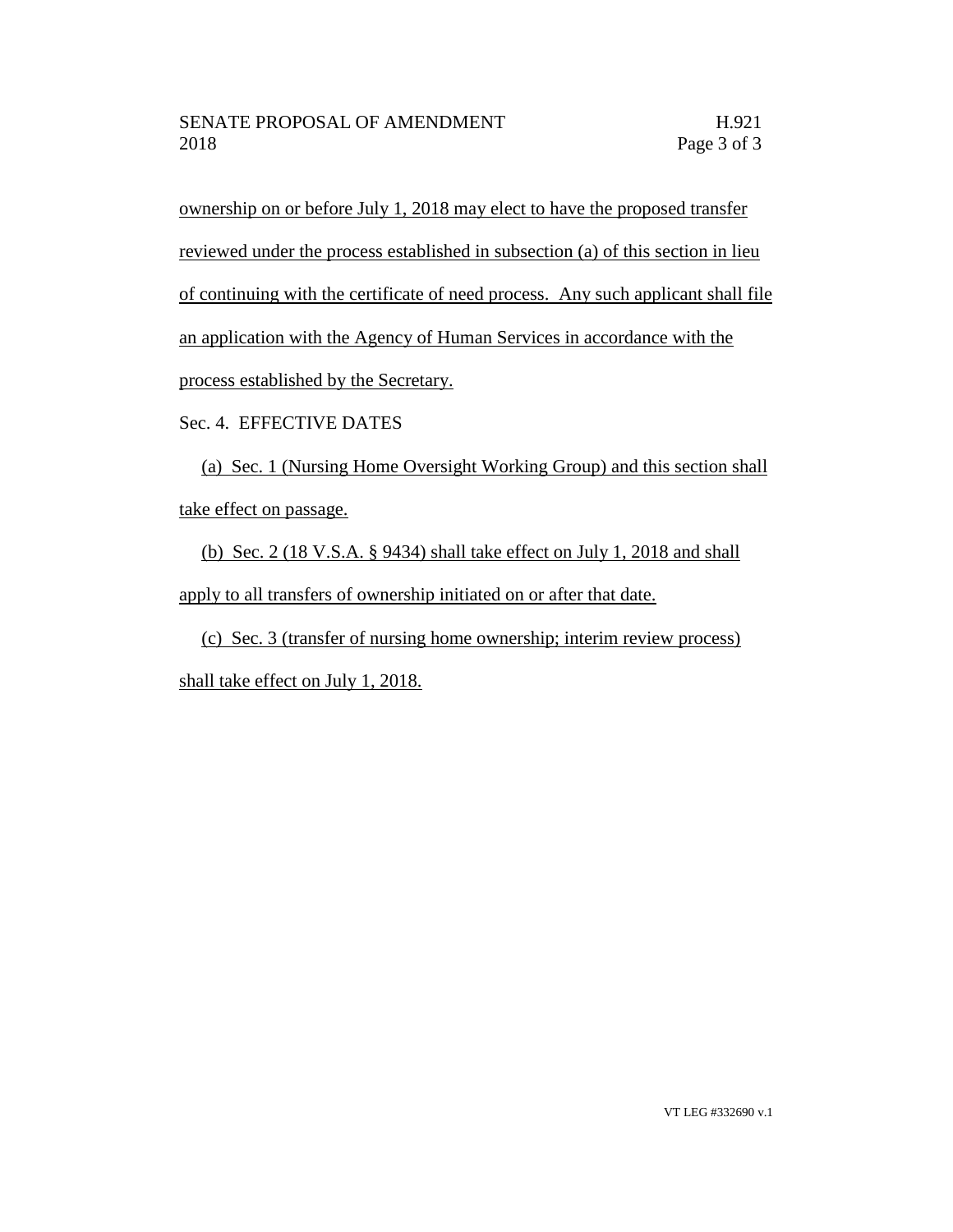ownership on or before July 1, 2018 may elect to have the proposed transfer reviewed under the process established in subsection (a) of this section in lieu of continuing with the certificate of need process. Any such applicant shall file an application with the Agency of Human Services in accordance with the process established by the Secretary.

Sec. 4. EFFECTIVE DATES

(a) Sec. 1 (Nursing Home Oversight Working Group) and this section shall take effect on passage.

(b) Sec. 2 (18 V.S.A. § 9434) shall take effect on July 1, 2018 and shall apply to all transfers of ownership initiated on or after that date.

(c) Sec. 3 (transfer of nursing home ownership; interim review process) shall take effect on July 1, 2018.